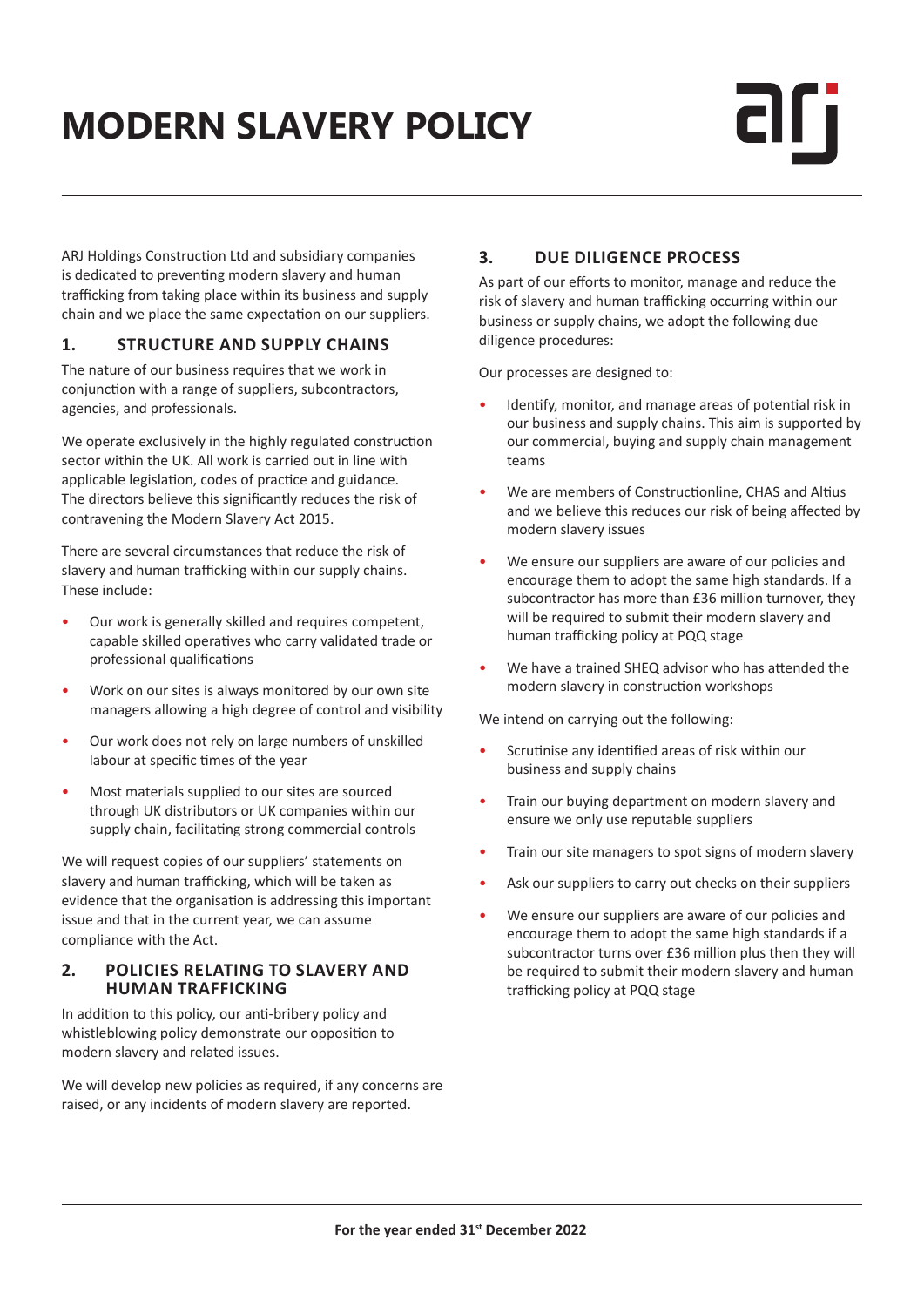# MODERN SLAVERY POLICY

ARJ Holdings Construction Ltd and subsidiary companies is dedicated to preventing modern slavery and human trafficking from taking place within its business and supply chain and we place the same expectation on our suppliers.

## 1. STRUCTURE AND SUPPLY CHAINS

The nature of our business requires that we work in conjunction with a range of suppliers, subcontractors, agencies, and professionals.

We operate exclusively in the highly regulated construction sector within the UK. All work is carried out in line with applicable legislation, codes of practice and guidance. The directors believe this significantly reduces the risk of contravening the Modern Slavery Act 2015.

There are several circumstances that reduce the risk of slavery and human trafficking within our supply chains. These include:

- Our work is generally skilled and requires competent, capable skilled operatives who carry validated trade or professional qualifications
- Work on our sites is always monitored by our own site managers allowing a high degree of control and visibility
- Our work does not rely on large numbers of unskilled labour at specific times of the year
- Most materials supplied to our sites are sourced through UK distributors or UK companies within our supply chain, facilitating strong commercial controls

We will request copies of our suppliers' statements on slavery and human trafficking, which will be taken as evidence that the organisation is addressing this important issue and that in the current year, we can assume compliance with the Act.

## 2. POLICIES RELATING TO SLAVERY AND HUMAN TRAFFICKING

In addition to this policy, our anti-bribery policy and whistleblowing policy demonstrate our opposition to modern slavery and related issues.

We will develop new policies as required, if any concerns are raised, or any incidents of modern slavery are reported.

## 3. DUE DILIGENCE PROCESS

As part of our efforts to monitor, manage and reduce the risk of slavery and human trafficking occurring within our business or supply chains, we adopt the following due diligence procedures:

Our processes are designed to:

- Identify, monitor, and manage areas of potential risk in our business and supply chains. This aim is supported by our commercial, buying and supply chain management teams
- We are members of Constructionline, CHAS and Altius and we believe this reduces our risk of being affected by modern slavery issues
- We ensure our suppliers are aware of our policies and encourage them to adopt the same high standards. If a subcontractor has more than £36 million turnover, they will be required to submit their modern slavery and human trafficking policy at PQQ stage
- We have a trained SHEQ advisor who has attended the modern slavery in construction workshops

We intend on carrying out the following:

- Scrutinise any identified areas of risk within our business and supply chains
- Train our buying department on modern slavery and ensure we only use reputable suppliers
- Train our site managers to spot signs of modern slavery
- Ask our suppliers to carry out checks on their suppliers
- We ensure our suppliers are aware of our policies and encourage them to adopt the same high standards if a subcontractor turns over £36 million plus then they will be required to submit their modern slavery and human trafficking policy at PQQ stage

**For the year ended 31st December 2022**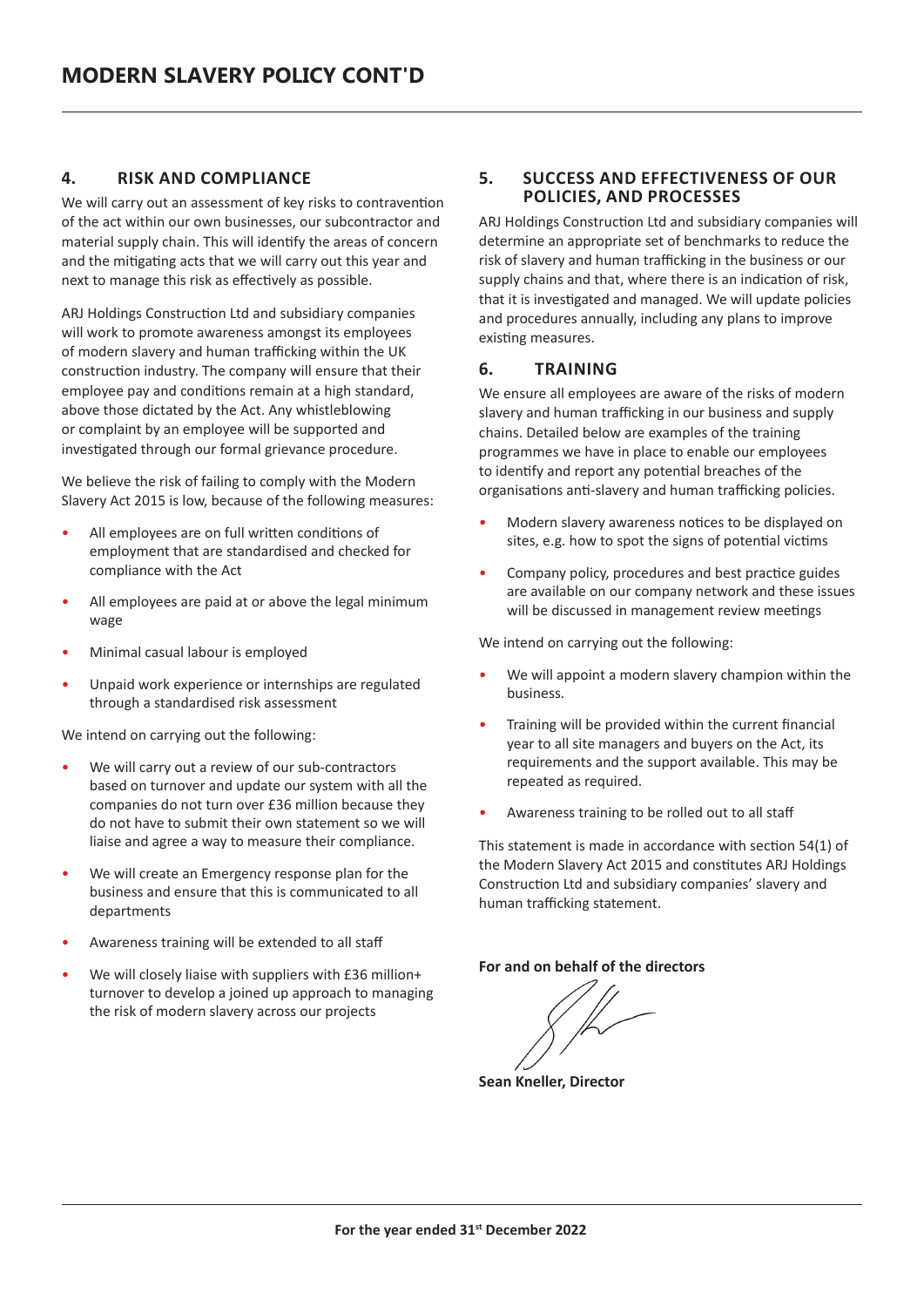# MODERN SLAVERY POLICY CONT'D

## 4. RISK AND COMPLIANCE

We will carry out an assessment of key risks to contravention of the act within our own businesses, our subcontractor and material supply chain. This will identify the areas of concern and the mitigating acts that we will carry out this year and next to manage this risk as effectively as possible.

ARJ Holdings Construction Ltd and subsidiary companies will work to promote awareness amongst its employees of modern slavery and human trafficking within the UK construction industry. The company will ensure that their employee pay and conditions remain at a high standard, above those dictated by the Act. Any whistleblowing or complaint by an employee will be supported and investigated through our formal grievance procedure.

We believe the risk of failing to comply with the Modern Slavery Act 2015 is low, because of the following measures:

- All employees are on full written conditions of employment that are standardised and checked for compliance with the Act
- All employees are paid at or above the legal minimum wage
- Minimal casual labour is employed
- Unpaid work experience or internships are regulated through a standardised risk assessment

We intend on carrying out the following:

- We will carry out a review of our sub-contractors based on turnover and update our system with all the companies do not turn over £36 million because they do not have to submit their own statement so we will liaise and agree a way to measure their compliance.
- We will create an Emergency response plan for the business and ensure that this is communicated to all departments
- Awareness training will be extended to all staff
- We will closely liaise with suppliers with £36 million+ turnover to develop a joined up approach to managing the risk of modern slavery across our projects

## 5. SUCCESS AND EFFECTIVENESS OF OUR POLICIES, AND PROCESSES

ARJ Holdings Construction Ltd and subsidiary companies will determine an appropriate set of benchmarks to reduce the risk of slavery and human trafficking in the business or our supply chains and that, where there is an indication of risk, that it is investigated and managed. We will update policies and procedures annually, including any plans to improve existing measures.

## 6. TRAINING

We ensure all employees are aware of the risks of modern slavery and human trafficking in our business and supply chains. Detailed below are examples of the training programmes we have in place to enable our employees to identify and report any potential breaches of the organisations anti-slavery and human trafficking policies.

- Modern slavery awareness notices to be displayed on sites, e.g. how to spot the signs of potential victims
- Company policy, procedures and best practice guides are available on our company network and these issues will be discussed in management review meetings

We intend on carrying out the following:

- We will appoint a modern slavery champion within the business.
- Training will be provided within the current financial year to all site managers and buyers on the Act, its requirements and the support available. This may be repeated as required.
- Awareness training to be rolled out to all staff

This statement is made in accordance with section 54(1) of the Modern Slavery Act 2015 and constitutes ARJ Holdings Construction Ltd and subsidiary companies' slavery and human trafficking statement.

**For and on behalf of the directors**

**Sean Kneller, Director**

**For the year ended 31st December 2022**